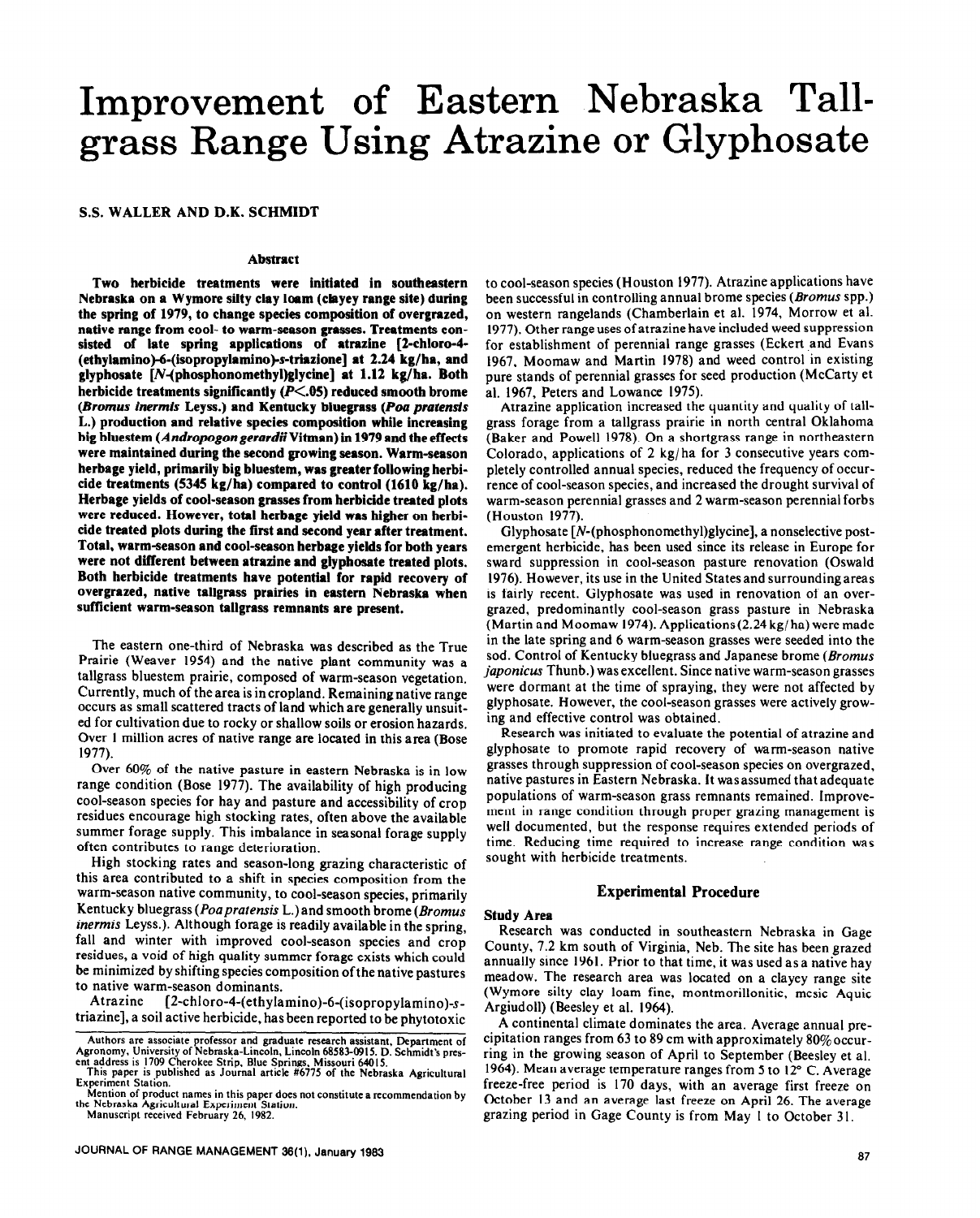# Improvement of Eastern Nebraska Tall-grass Range Using Atrazine or Glyphosate

**S.S. WALLER AND D.K. SCHMIDT**

### Abstract

**Two herbicide treatments were initiated in southeastern Nebraska on a Wymore silty clay loam (clayey range site) during the spring of 1979, to change species composition of overgrazed, native range from cool- to warm-season grasses. Treatments consisted of late spring applications of atrazine [2-chloro-4-(ethylamino)-6-(isopropylamino)-s-triazione] at 2.24 kg/ha, and glyphosate [N-(phosphonomethyl)glycine] at 1.12 kg/ha. Both herbicide treatments significantly ($P<.05$) reduced smooth brome (*Bromus inermis* Leyss.) and Kentucky bluegrass (*Poa pratensis* L.) production and relative species composition while increasing big bluestem (*Andropogon gerardii* Vitman) in 1979 and the effects were maintained during the second growing season. Warm-season herbage yield, primarily big bluestem, was greater following herbicide treatments (5345 kg/ha) compared to control (1610 kg/ha). Herbage yields of cool-season grasses from herbicide treated plots were reduced. However, total herbage yield was higher on herbicide treated plots during the first and second year after treatment. Total, warm-season and cool-season herbage yields for both years were not different between atrazine and glyphosate treated plots. Both herbicide treatments have potential for rapid recovery of overgrazed, native tallgrass prairies in eastern Nebraska when sufficient warm-season tallgrass remnants are present.**

The eastern one-third of Nebraska was described as the True Prairie (Weaver 1954) and the native plant community was a tallgrass bluestem prairie, composed of warm-season vegetation. Currently, much of the area is in cropland. Remaining native range occurs as small scattered tracts of land which are generally unsuited for cultivation due to rocky or shallow soils or erosion hazards. Over 1 million acres of native range are located in this area (Bose 1977).

Over 60% of the native pasture in eastern Nebraska is in low range condition (Bose 1977). The availability of high producing cool-season species for hay and pasture and accessibility of crop residues encourage high stocking rates, often above the available summer forage supply. This imbalance in seasonal forage supply often contributes to range deterioration.

High stocking rates and season-long grazing characteristic of this area contributed to a shift in species composition from the warm-season native community, to cool-season species, primarily Kentucky bluegrass (*Poa pratensis* L.) and smooth brome (*Bromus inermis* Leyss.). Although forage is readily available in the spring, fall and winter with improved cool-season species and crop residues, a void of high quality summer forage exists which could be minimized by shifting species composition of the native pastures to native warm-season dominants.

Atrazine [2-chloro-4-(ethylamino)-6-(isopropylamino)-s-triazine], a soil active herbicide, has been reported to be phytotoxic to cool-season species (Houston 1977). Atrazine applications have been successful in controlling annual brome species (*Bromus* spp.) on western rangelands (Chamberlain et al. 1974, Morrow et al. 1977). Other range uses of atrazine have included weed suppression for establishment of perennial range grasses (Eckert and Evans 1967, Moomaw and Martin 1978) and weed control in existing pure stands of perennial grasses for seed production (McCarty et al. 1967, Peters and Lowance 1975).

Atrazine application increased the quantity and quality of tallgrass forage from a tallgrass prairie in north central Oklahoma (Baker and Powell 1978). On a shortgrass range in northeastern Colorado, applications of 2 kg/ha for 3 consecutive years completely controlled annual species, reduced the frequency of occurrence of cool-season species, and increased the drought survival of warm-season perennial grasses and 2 warm-season perennial forbs (Houston 1977).

Glyphosate [N-(phosphonomethyl)glycine], a nonselective post-emergent herbicide, has been used since its release in Europe for sward suppression in cool-season pasture renovation (Oswald 1976). However, its use in the United States and surrounding areas is fairly recent. Glyphosate was used in renovation of an overgrazed, predominantly cool-season grass pasture in Nebraska (Martin and Moomaw 1974). Applications (2.24 kg/ha) were made in the late spring and 6 warm-season grasses were seeded into the sod. Control of Kentucky bluegrass and Japanese brome (*Bromus japonicus* Thunb.) was excellent. Since native warm-season grasses were dormant at the time of spraying, they were not affected by glyphosate. However, the cool-season grasses were actively growing and effective control was obtained.

Research was initiated to evaluate the potential of atrazine and glyphosate to promote rapid recovery of warm-season native grasses through suppression of cool-season species on overgrazed, native pastures in Eastern Nebraska. It was assumed that adequate populations of warm-season grass remnants remained. Improvement in range condition through proper grazing management is well documented, but the response requires extended periods of time. Reducing time required to increase range condition was sought with herbicide treatments.

## Experimental Procedure

### Study Area

Research was conducted in southeastern Nebraska in Gage County, 7.2 km south of Virginia, Neb. The site has been grazed annually since 1961. Prior to that time, it was used as a native hay meadow. The research area was located on a clayey range site (Wymore silty clay loam fine, montmorillonitic, mesic Aquic Argiudoll) (Beesley et al. 1964).

A continental climate dominates the area. Average annual precipitation ranges from 63 to 89 cm with approximately 80% occurring in the growing season of April to September (Beesley et al. 1964). Mean average temperature ranges from 5 to 12° C. Average freeze-free period is 170 days, with an average first freeze on October 13 and an average last freeze on April 26. The average grazing period in Gage County is from May 1 to October 31.

Authors are associate professor and graduate research assistant, Department of Agronomy, University of Nebraska-Lincoln, Lincoln 68583-0915. D. Schmidt's present address is 1709 Cherokee Strip, Blue Springs, Missouri 64015.

This paper is published as Journal article #6775 of the Nebraska Agricultural Experiment Station.

Mention of product names in this paper does not constitute a recommendation by the Nebraska Agricultural Experiment Station.

Manuscript received February 26, 1982.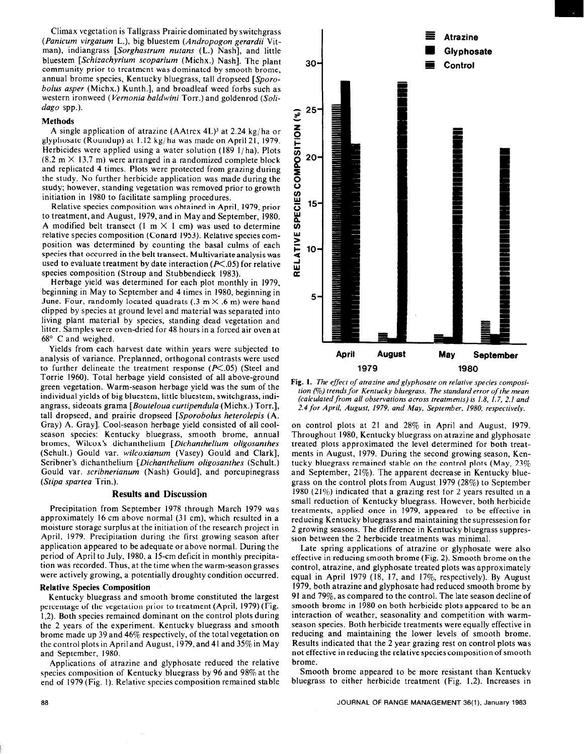Climax vegetation is Tallgrass Prairie dominated by switchgrass (*Panicum virgatum* L.), big bluestem (*Andropogon gerardii* Vitman), indiangrass [*Sorghastrum nutans* (L.) Nash], and little bluestem [*Schizachyrium scoparium* (Michx.) Nash]. The plant community prior to treatment was dominated by smooth brome, annual brome species, Kentucky bluegrass, tall dropseed [*Sporobolus asper* (Michx.) Kunth.], and broadleaf weed forbs such as western ironweed (*Vernonia baldwini* Torr.) and goldenrod (*Solidago* spp.).

### Methods

A single application of atrazine (AAtrex 4L)[3] at 2.24 kg/ha or glyphosate (Roundup) at 1.12 kg/ha was made on April 21, 1979. Herbicides were applied using a water solution (189 l/ha). Plots (8.2 m × 13.7 m) were arranged in a randomized complete block and replicated 4 times. Plots were protected from grazing during the study. No further herbicide application was made during the study; however, standing vegetation was removed prior to growth initiation in 1980 to facilitate sampling procedures.

Relative species composition was obtained in April, 1979, prior to treatment, and August, 1979, and in May and September, 1980. A modified belt transect (1 m × 1 cm) was used to determine relative species composition (Conard 1953). Relative species composition was determined by counting the basal culms of each species that occurred in the belt transect. Multivariate analysis was used to evaluate treatment by date interaction ($P<.05$) for relative species composition (Stroup and Stubbendieck 1983).

Herbage yield was determined for each plot monthly in 1979, beginning in May to September and 4 times in 1980, beginning in June. Four, randomly located quadrats (.3 m × .6 m) were hand clipped by species at ground level and material was separated into living plant material by species, standing dead vegetation and litter. Samples were oven-dried for 48 hours in a forced air oven at 68° C and weighed.

Yields from each harvest date within years were subjected to analysis of variance. Preplanned, orthogonal contrasts were used to further delineate the treatment response ($P<.05$) (Steel and Torrie 1960). Total herbage yield consisted of all above-ground green vegetation. Warm-season herbage yield was the sum of the individual yields of big bluestem, little bluestem, switchgrass, indiangrass, sideoats grama [*Bouteloua curtipendula* (Michx.) Torr.], tall dropseed, and prairie dropseed [*Sporobolus heterolepis* (A. Gray) A. Gray]. Cool-season herbage yield consisted of all cool-season species: Kentucky bluegrass, smooth brome, annual bromes, Wilcox's dichanthelium [*Dichanthelium oligosanthes* (Schult.) Gould var. *wilcoxianum* (Vasey) Gould and Clark], Scribner's dichanthelium [*Dichanthelium oligosanthes* (Schult.) Gould var. *scribnerianum* (Nash) Gould], and porcupinegrass (*Stipa spartea* Trin.).

## Results and Discussion

Precipitation from September 1978 through March 1979 was approximately 16 cm above normal (31 cm), which resulted in a moisture storage surplus at the initiation of the research project in April, 1979. Precipitation during the first growing season after application appeared to be adequate or above normal. During the period of April to July, 1980, a 15-cm deficit in monthly precipitation was recorded. Thus, at the time when the warm-season grasses were actively growing, a potentially droughty condition occurred.

### Relative Species Composition

Kentucky bluegrass and smooth brome constituted the largest percentage of the vegetation prior to treatment (April, 1979) (Fig. 1,2). Both species remained dominant on the control plots during the 2 years of the experiment. Kentucky bluegrass and smooth brome made up 39 and 46% respectively, of the total vegetation on the control plots in April and August, 1979, and 41 and 35% in May and September, 1980.

Applications of atrazine and glyphosate reduced the relative species composition of Kentucky bluegrass by 96 and 98% at the end of 1979 (Fig. 1). Relative species composition remained stable on control plots at 21 and 28% in April and August, 1979. Throughout 1980, Kentucky bluegrass on atrazine and glyphosate treated plots approximated the level determined for both treatments in August, 1979. During the second growing season, Kentucky bluegrass remained stable on the control plots (May, 23% and September, 21%). The apparent decrease in Kentucky bluegrass on the control plots from August 1979 (28%) to September 1980 (21%) indicated that a grazing rest for 2 years resulted in a small reduction of Kentucky bluegrass. However, both herbicide treatments, applied once in 1979, appeared to be effective in reducing Kentucky bluegrass and maintaining the supressesion for 2 growing seasons. The difference in Kentucky bluegrass suppression between the 2 herbicide treatments was minimal.

Late spring applications of atrazine or glyphosate were also effective in reducing smooth brome (Fig. 2). Smooth brome on the control, atrazine, and glyphosate treated plots was approximately equal in April 1979 (18, 17, and 17%, respectively). By August 1979, both atrazine and glyphosate had reduced smooth brome by 91 and 79%, as compared to the control. The late season decline of smooth brome in 1980 on both herbicide plots appeared to be an interaction of weather, seasonality and competition with warm-season species. Both herbicide treatments were equally effective in reducing and maintaining the lower levels of smooth brome. Results indicated that the 2 year grazing rest on control plots was not effective in reducing the relative species composition of smooth brome.

Smooth brome appeared to be more resistant than Kentucky bluegrass to either herbicide treatment (Fig. 1,2). Increases in

**Fig. 1.** *The effect of atrazine and glyphosate on relative species composition (%) trends for Kentucky bluegrass. The standard error of the mean (calculated from all observations across treatments) is 1.8, 1.7, 2.1 and 2.4 for April, August, 1979, and May, September, 1980, respectively.*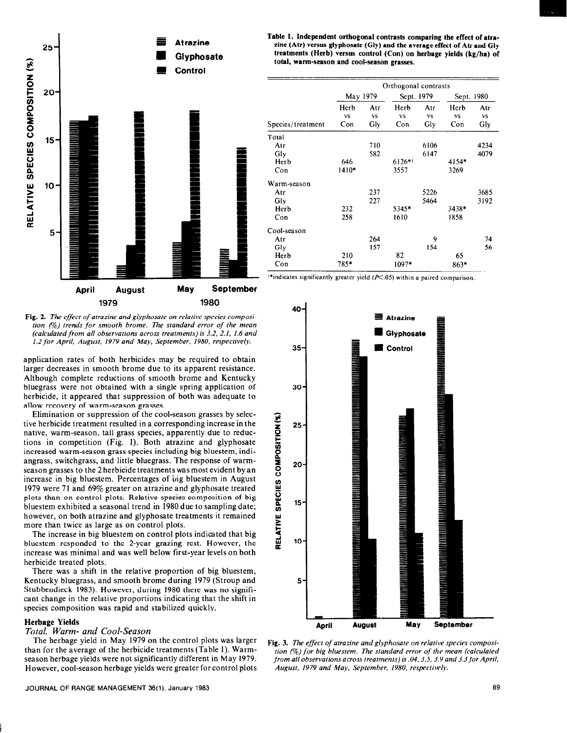Fig. 2. *The effect of atrazine and glyphosate on relative species composition (%) trends for smooth brome. The standard error of the mean (calculated from all observations across treatments) is 3.2, 2.1, 1.6 and 1.2 for April, August, 1979 and May, September, 1980, respectively.*

application rates of both herbicides may be required to obtain larger decreases in smooth brome due to its apparent resistance. Although complete reductions of smooth brome and Kentucky bluegrass were not obtained with a single spring application of herbicide, it appeared that suppression of both was adequate to allow recovery of warm-season grasses.

Elimination or suppression of the cool-season grasses by selective herbicide treatment resulted in a corresponding increase in the native, warm-season, tall grass species, apparently due to reductions in competition (Fig. 1). Both atrazine and glyphosate increased warm-season grass species including big bluestem, indiangrass, switchgrass, and little bluegrass. The response of warm-season grasses to the 2 herbicide treatments was most evident by an increase in big bluestem. Percentages of big bluestem in August 1979 were 71 and 69% greater on atrazine and glyphosate treated plots than on control plots. Relative species composition of big bluestem exhibited a seasonal trend in 1980 due to sampling date; however, on both atrazine and glyphosate treatments it remained more than twice as large as on control plots.

The increase in big bluestem on control plots indicated that big bluestem responded to the 2-year grazing rest. However, the increase was minimal and was well below first-year levels on both herbicide treated plots.

There was a shift in the relative proportion of big bluestem, Kentucky bluegrass, and smooth brome during 1979 (Stroup and Stubbendieck 1983). However, during 1980 there was no significant change in the relative proportions indicating that the shift in species composition was rapid and stabilized quickly.

### Herbage Yields

#### *Total, Warm- and Cool-Season*

The herbage yield in May 1979 on the control plots was larger than for the average of the herbicide treatments (Table 1). Warm-season herbage yields were not significantly different in May 1979. However, cool-season herbage yields were greater for control plots

**Table 1. Independent orthogonal contrasts comparing the effect of atrazine (Atr) versus glyphosate (Gly) and the average effect of Atr and Gly treatments (Herb) versus control (Con) on herbage yields (kg/ha) of total, warm-season and cool-season grasses.**

| | Orthogonal contrasts | | | | | |
|---|---|---|---|---|---|---|
| | May 1979 | | Sept. 1979 | | Sept. 1980 | |
| Species/treatment | Herb vs Con | Atr vs Gly | Herb vs Con | Atr vs Gly | Herb vs Con | Atr vs Gly |
| Total | | | | | | |
| Atr | | 710 | | 6106 | | 4234 |
| Gly | | 582 | | 6147 | | 4079 |
| Herb | 646 | | 6126*[1] | | 4154* | |
| Con | 1410* | | 3557 | | 3269 | |
| Warm-season | | | | | | |
| Atr | | 237 | | 5226 | | 3685 |
| Gly | | 227 | | 5464 | | 3192 |
| Herb | 232 | | 5345* | | 3438* | |
| Con | 258 | | 1610 | | 1858 | |
| Cool-season | | | | | | |
| Atr | | 264 | | 9 | | 74 |
| Gly | | 157 | | 154 | | 56 |
| Herb | 210 | | 82 | | 65 | |
| Con | 785* | | 1097* | | 863* | |

[1]*indicates significantly greater yield ($P<.05$) within a paired comparison.

Fig. 3. *The effect of atrazine and glyphosate on relative species composition (%) for big bluestem. The standard error of the mean (calculated from all observations across treatments) is .04, 3.5, 3.9 and 3.3 for April, August, 1979 and May, September, 1980, respectively.*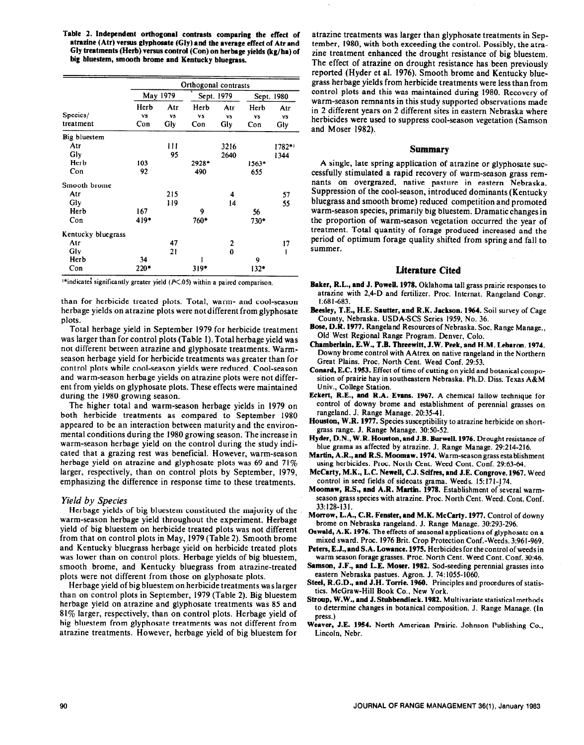**Table 2. Independent orthogonal contrasts comparing the effect of atrazine (Atr) versus glyphosate (Gly) and the average effect of Atr and Gly treatments (Herb) versus control (Con) on herbage yields (kg/ha) of big bluestem, smooth brome and Kentucky bluegrass.**

| | Orthogonal contrasts | | | | | |
|---|---|---|---|---|---|---|
| | May 1979 | | Sept. 1979 | | Sept. 1980 | |
| Species/ treatment | Herb vs Con | Atr vs Gly | Herb vs Con | Atr vs Gly | Herb vs Con | Atr vs Gly |
| Big bluestem | | | | | | |
| Atr | | 111 | | 3216 | | 1782*[1] |
| Gly | | 95 | | 2640 | | 1344 |
| Herb | 103 | | 2928* | | 1563* | |
| Con | 92 | | 490 | | 655 | |
| Smooth brome | | | | | | |
| Atr | | 215 | | 4 | | 57 |
| Gly | | 119 | | 14 | | 55 |
| Herb | 167 | | 9 | | 56 | |
| Con | 419* | | 760* | | 730* | |
| Kentucky bluegrass | | | | | | |
| Atr | | 47 | | 2 | | 17 |
| Gly | | 21 | | 0 | | 1 |
| Herb | 34 | | 1 | | 9 | |
| Con | 220* | | 319* | | 132* | |

[1]*indicates significantly greater yield ($P<.05$) within a paired comparison.

than for herbicide treated plots. Total, warm- and cool-season herbage yields on atrazine plots were not different from glyphosate plots.

Total herbage yield in September 1979 for herbicide treatment was larger than for control plots (Table 1). Total herbage yield was not different between atrazine and glyphosate treatments. Warm-season herbage yield for herbicide treatments was greater than for control plots while cool-season yields were reduced. Cool-season and warm-season herbage yields on atrazine plots were not different from yields on glyphosate plots. These effects were maintained during the 1980 growing season.

The higher total and warm-season herbage yields in 1979 on both herbicide treatments as compared to September 1980 appeared to be an interaction between maturity and the environmental conditions during the 1980 growing season. The increase in warm-season herbage yield on the control during the study indicated that a grazing rest was beneficial. However, warm-season herbage yield on atrazine and glyphosate plots was 69 and 71% larger, respectively, than on control plots by September, 1979, emphasizing the difference in response time to these treatments.

### *Yield by Species*

Herbage yields of big bluestem constituted the majority of the warm-season herbage yield throughout the experiment. Herbage yield of big bluestem on herbicide treated plots was not different from that on control plots in May, 1979 (Table 2). Smooth brome and Kentucky bluegrass herbage yield on herbicide treated plots was lower than on control plots. Herbage yields of big bluestem, smooth brome, and Kentucky bluegrass from atrazine-treated plots were not different from those on glyphosate plots.

Herbage yield of big bluestem on herbicide treatments was larger than on control plots in September, 1979 (Table 2). Big bluestem herbage yield on atrazine and glyphosate treatments was 85 and 81% larger, respectively, than on control plots. Herbage yield of big bluestem from glyphosate treatments was not different from atrazine treatments. However, herbage yield of big bluestem for atrazine treatments was larger than glyphosate treatments in September, 1980, with both exceeding the control. Possibly, the atrazine treatment enhanced the drought resistance of big bluestem. The effect of atrazine on drought resistance has been previously reported (Hyder et al. 1976). Smooth brome and Kentucky bluegrass herbage yields from herbicide treatments were less than from control plots and this was maintained during 1980. Recovery of warm-season remnants in this study supported observations made in 2 different years on 2 different sites in eastern Nebraska where herbicides were used to suppress cool-season vegetation (Samson and Moser 1982).

## Summary

A single, late spring application of atrazine or glyphosate successfully stimulated a rapid recovery of warm-season grass remnants on overgrazed, native pasture in eastern Nebraska. Suppression of the cool-season, introduced dominants (Kentucky bluegrass and smooth brome) reduced competition and promoted warm-season species, primarily big bluestem. Dramatic changes in the proportion of warm-season vegetation occurred the year of treatment. Total quantity of forage produced increased and the period of optimum forage quality shifted from spring and fall to summer.

## Literature Cited

**Baker, R.L., and J. Powell. 1978.** Oklahoma tall grass prairie responses to atrazine with 2,4-D and fertilizer. Proc. Internat. Rangeland Congr. 1:681-683.

**Beesley, T.E., H.E. Sautter, and R.K. Jackson. 1964.** Soil survey of Cage County, Nebraska. USDA-SCS Series 1959, No. 36.

**Bose, D.R. 1977.** Rangeland Resources of Nebraska. Soc. Range Manage., Old West Regional Range Program. Denver, Colo.

**Chamberlain, E.W., T.B. Threewitt, J.W. Peek, and H.M. Lebaron. 1974.** Downy brome control with AAtrex on native rangeland in the Northern Great Plains. Proc. North Cent. Weed Conf. 29:53.

**Conard, E.C. 1953.** Effect of time of cutting on yield and botanical composition of prairie hay in southeastern Nebraska. Ph.D. Diss. Texas A&M Univ., College Station.

**Eckert, R.E., and R.A. Evans. 1967.** A chemical fallow technique for control of downy brome and establishment of perennial grasses on rangeland. J. Range Manage. 20:35-41.

**Houston, W.R. 1977.** Species susceptibility to atrazine herbicide on shortgrass range. J. Range Manage. 30:50-52.

**Hyder, D.N., W.R. Houston, and J.B. Burwell. 1976.** Drought resistance of blue grama as affected by atrazine. J. Range Manage. 29:214-216.

**Martin, A.R., and R.S. Moomaw. 1974.** Warm-season grass establishment using herbicides. Proc. North Cent. Weed Cont. Conf. 29:63-64.

**McCarty, M.K., L.C. Newell, C.J. Scifres, and J.E. Congrove. 1967.** Weed control in seed fields of sideoats grama. Weeds. 15:171-174.

**Moomaw, R.S., and A.R. Martin. 1978.** Establishment of several warm-season grass species with atrazine. Proc. North Cent. Weed. Cont. Conf. 33:128-131.

**Morrow, L.A., C.R. Fenster, and M.K. McCarty. 1977.** Control of downy brome on Nebraska rangeland. J. Range Manage. 30:293-296.

**Oswald, A.K. 1976.** The effects of seasonal applications of glyphosate on a mixed sward. Proc. 1976 Brit. Crop Protection Conf.-Weeds. 3:961-969.

**Peters, E.J., and S.A. Lowance. 1975.** Herbicides for the control of weeds in warm season forage grasses. Proc. North Cent. Weed Cont. Conf. 30:46.

**Samson, J.F., and L.E. Moser. 1982.** Sod-seeding perennial grasses into eastern Nebraska pastues. Agron. J. 74:1055-1060.

**Steel, R.G.D., and J.H. Torrie. 1960.** Principles and procedures of statistics. McGraw-Hill Book Co., New York.

**Stroup, W.W., and J. Stubbendieck. 1982.** Multivariate statistical methods to determine changes in botanical composition. J. Range Manage. (In press.)

**Weaver, J.E. 1954.** North American Prairie. Johnson Publishing Co., Lincoln, Nebr.